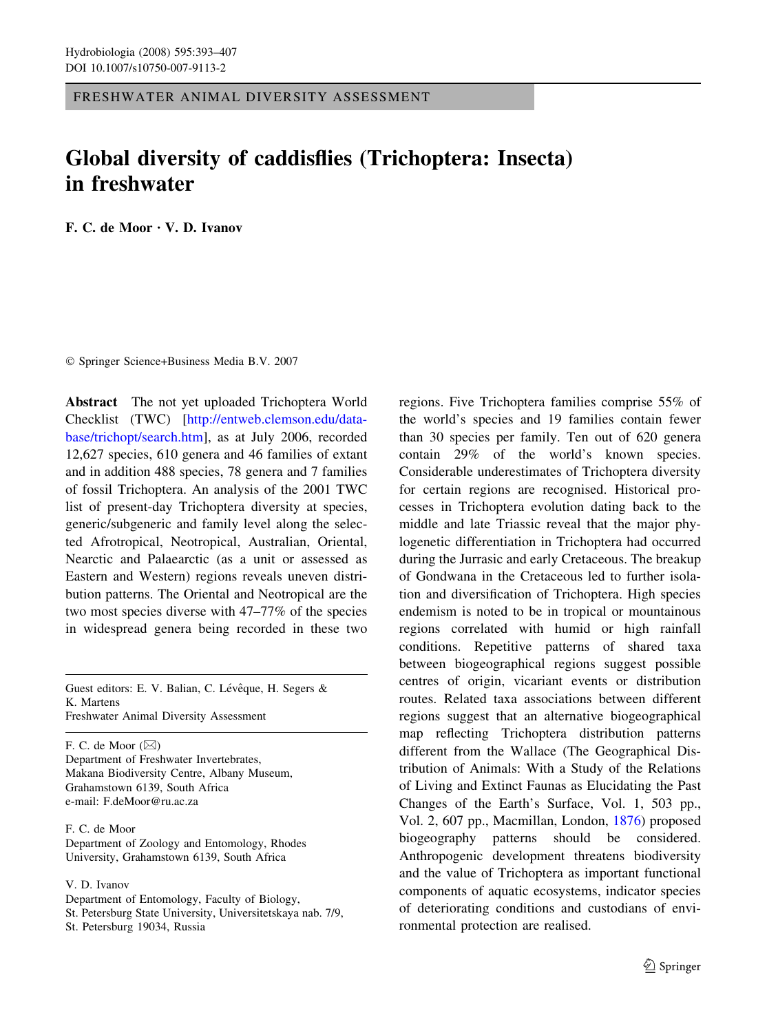FRESHWATER ANIMAL DIVERSITY ASSESSMENT

# Global diversity of caddisflies (Trichoptera: Insecta) in freshwater

**F. C. de Moor · V. D. Ivanov**

© Springer Science+Business Media B.V. 2007

**Abstract** The not yet uploaded Trichoptera World Checklist (TWC) [http://entweb.clemson.edu/database/trichopt/search.htm], as at July 2006, recorded 12,627 species, 610 genera and 46 families of extant and in addition 488 species, 78 genera and 7 families of fossil Trichoptera. An analysis of the 2001 TWC list of present-day Trichoptera diversity at species, generic/subgeneric and family level along the selected Afrotropical, Neotropical, Australian, Oriental, Nearctic and Palaearctic (as a unit or assessed as Eastern and Western) regions reveals uneven distribution patterns. The Oriental and Neotropical are the two most species diverse with 47–77% of the species in widespread genera being recorded in these two regions. Five Trichoptera families comprise 55% of the world's species and 19 families contain fewer than 30 species per family. Ten out of 620 genera contain 29% of the world's known species. Considerable underestimates of Trichoptera diversity for certain regions are recognised. Historical processes in Trichoptera evolution dating back to the middle and late Triassic reveal that the major phylogenetic differentiation in Trichoptera had occurred during the Jurrasic and early Cretaceous. The breakup of Gondwana in the Cretaceous led to further isolation and diversification of Trichoptera. High species endemism is noted to be in tropical or mountainous regions correlated with humid or high rainfall conditions. Repetitive patterns of shared taxa between biogeographical regions suggest possible centres of origin, vicariant events or distribution routes. Related taxa associations between different regions suggest that an alternative biogeographical map reflecting Trichoptera distribution patterns different from the Wallace (The Geographical Distribution of Animals: With a Study of the Relations of Living and Extinct Faunas as Elucidating the Past Changes of the Earth's Surface, Vol. 1, 503 pp., Vol. 2, 607 pp., Macmillan, London, 1876) proposed biogeography patterns should be considered. Anthropogenic development threatens biodiversity and the value of Trichoptera as important functional components of aquatic ecosystems, indicator species of deteriorating conditions and custodians of environmental protection are realised.

---

Guest editors: E. V. Balian, C. Lévêque, H. Segers & K. Martens
Freshwater Animal Diversity Assessment

F. C. de Moor (✉)
Department of Freshwater Invertebrates, Makana Biodiversity Centre, Albany Museum, Grahamstown 6139, South Africa
e-mail: F.deMoor@ru.ac.za

F. C. de Moor
Department of Zoology and Entomology, Rhodes University, Grahamstown 6139, South Africa

V. D. Ivanov
Department of Entomology, Faculty of Biology, St. Petersburg State University, Universitetskaya nab. 7/9, St. Petersburg 19034, Russia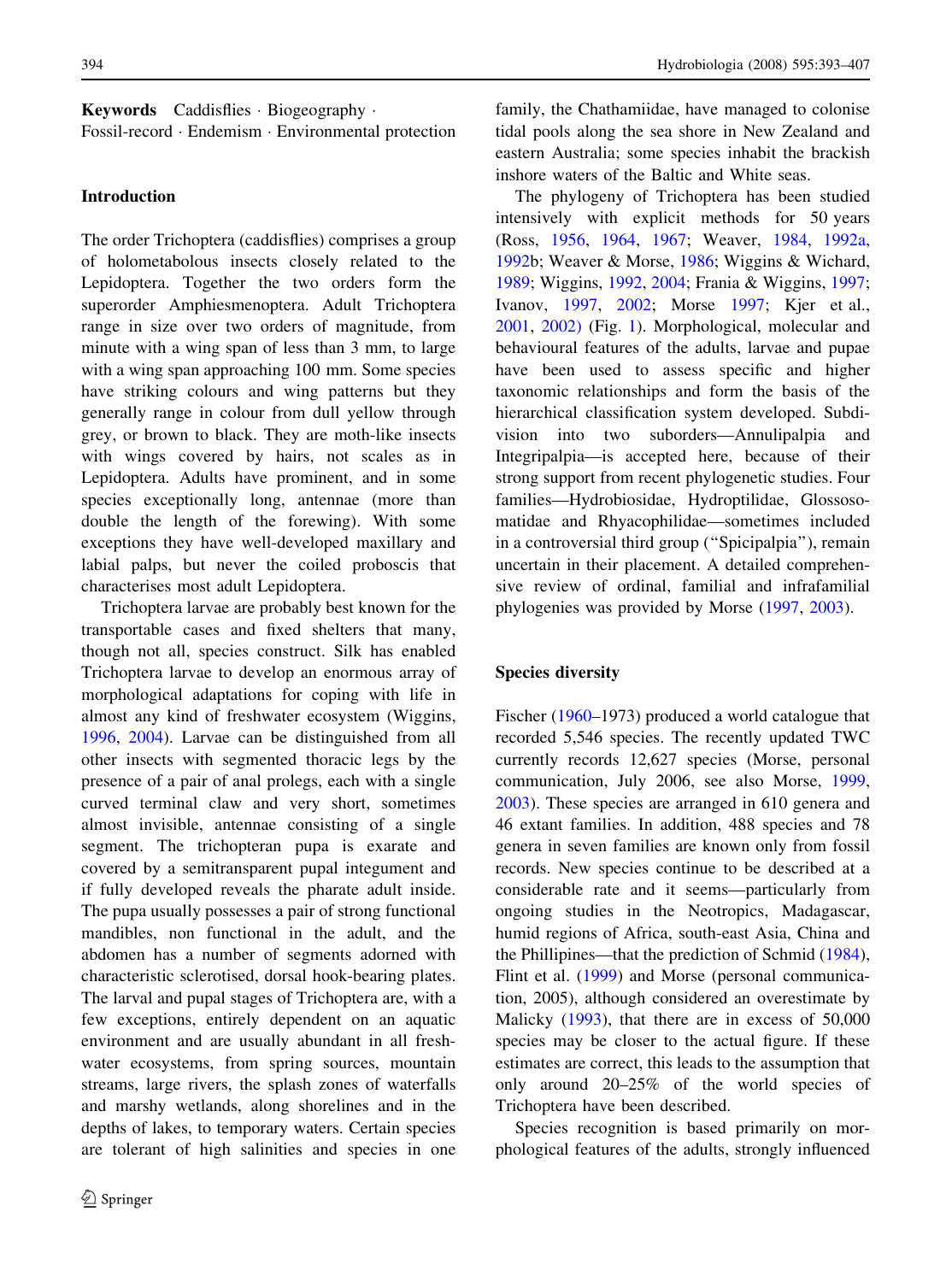**Keywords** Caddisflies · Biogeography · Fossil-record · Endemism · Environmental protection

## Introduction

The order Trichoptera (caddisflies) comprises a group of holometabolous insects closely related to the Lepidoptera. Together the two orders form the superorder Amphiesmenoptera. Adult Trichoptera range in size over two orders of magnitude, from minute with a wing span of less than 3 mm, to large with a wing span approaching 100 mm. Some species have striking colours and wing patterns but they generally range in colour from dull yellow through grey, or brown to black. They are moth-like insects with wings covered by hairs, not scales as in Lepidoptera. Adults have prominent, and in some species exceptionally long, antennae (more than double the length of the forewing). With some exceptions they have well-developed maxillary and labial palps, but never the coiled proboscis that characterises most adult Lepidoptera.

Trichoptera larvae are probably best known for the transportable cases and fixed shelters that many, though not all, species construct. Silk has enabled Trichoptera larvae to develop an enormous array of morphological adaptations for coping with life in almost any kind of freshwater ecosystem (Wiggins, 1996, 2004). Larvae can be distinguished from all other insects with segmented thoracic legs by the presence of a pair of anal prolegs, each with a single curved terminal claw and very short, sometimes almost invisible, antennae consisting of a single segment. The trichopteran pupa is exarate and covered by a semitransparent pupal integument and if fully developed reveals the pharate adult inside. The pupa usually possesses a pair of strong functional mandibles, non functional in the adult, and the abdomen has a number of segments adorned with characteristic sclerotised, dorsal hook-bearing plates. The larval and pupal stages of Trichoptera are, with a few exceptions, entirely dependent on an aquatic environment and are usually abundant in all freshwater ecosystems, from spring sources, mountain streams, large rivers, the splash zones of waterfalls and marshy wetlands, along shorelines and in the depths of lakes, to temporary waters. Certain species are tolerant of high salinities and species in one family, the Chathamiidae, have managed to colonise tidal pools along the sea shore in New Zealand and eastern Australia; some species inhabit the brackish inshore waters of the Baltic and White seas.

The phylogeny of Trichoptera has been studied intensively with explicit methods for 50 years (Ross, 1956, 1964, 1967; Weaver, 1984, 1992a, 1992b; Weaver & Morse, 1986; Wiggins & Wichard, 1989; Wiggins, 1992, 2004; Frania & Wiggins, 1997; Ivanov, 1997, 2002; Morse 1997; Kjer et al., 2001, 2002) (Fig. 1). Morphological, molecular and behavioural features of the adults, larvae and pupae have been used to assess specific and higher taxonomic relationships and form the basis of the hierarchical classification system developed. Subdivision into two suborders—Annulipalpia and Integripalpia—is accepted here, because of their strong support from recent phylogenetic studies. Four families—Hydrobiosidae, Hydroptilidae, Glossosomatidae and Rhyacophilidae—sometimes included in a controversial third group ("Spicipalpia"), remain uncertain in their placement. A detailed comprehensive review of ordinal, familial and infrafamilial phylogenies was provided by Morse (1997, 2003).

## Species diversity

Fischer (1960–1973) produced a world catalogue that recorded 5,546 species. The recently updated TWC currently records 12,627 species (Morse, personal communication, July 2006, see also Morse, 1999, 2003). These species are arranged in 610 genera and 46 extant families. In addition, 488 species and 78 genera in seven families are known only from fossil records. New species continue to be described at a considerable rate and it seems—particularly from ongoing studies in the Neotropics, Madagascar, humid regions of Africa, south-east Asia, China and the Phillipines—that the prediction of Schmid (1984), Flint et al. (1999) and Morse (personal communication, 2005), although considered an overestimate by Malicky (1993), that there are in excess of 50,000 species may be closer to the actual figure. If these estimates are correct, this leads to the assumption that only around 20–25% of the world species of Trichoptera have been described.

Species recognition is based primarily on morphological features of the adults, strongly influenced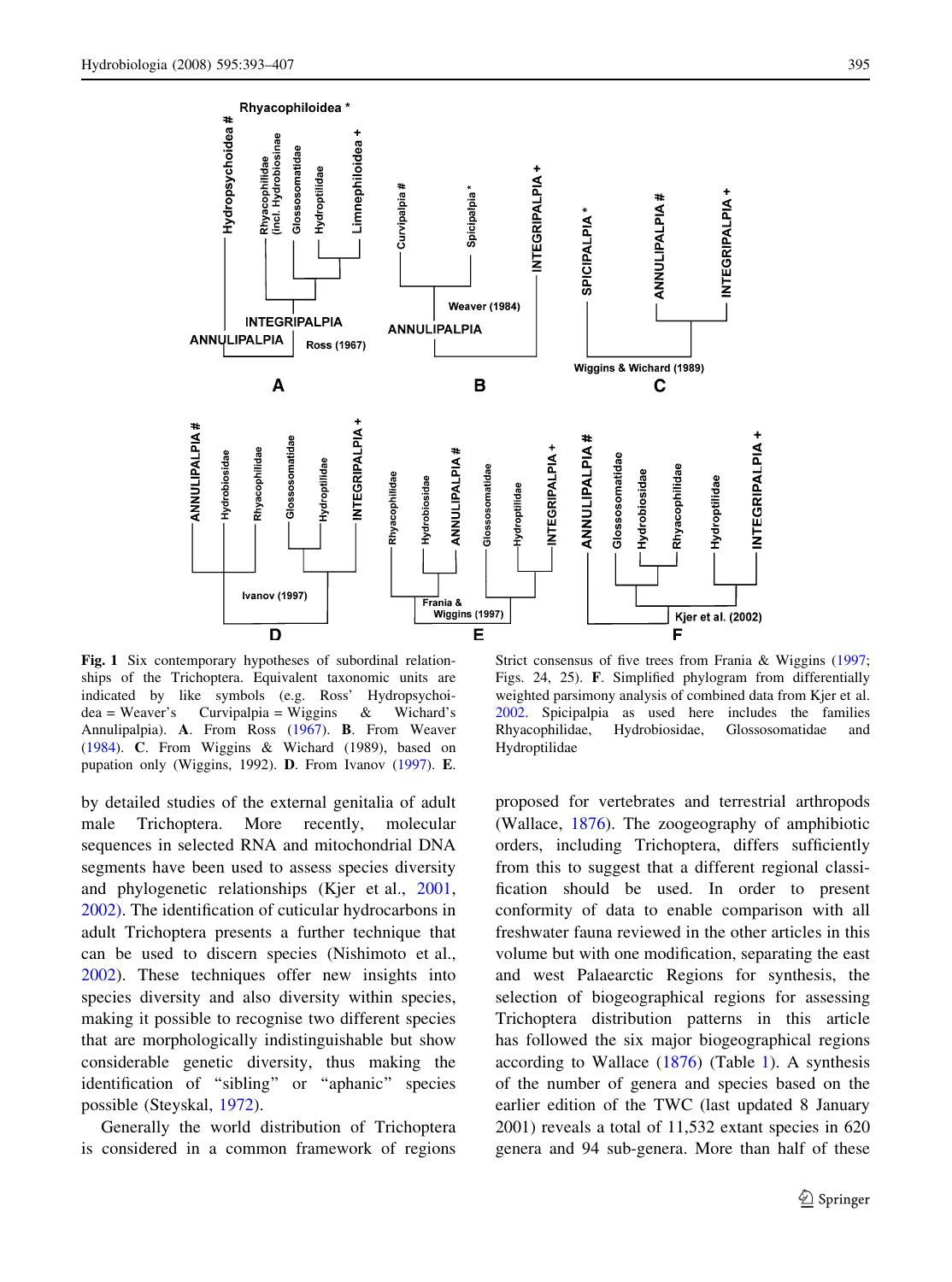**Fig. 1** Six contemporary hypotheses of subordinal relationships of the Trichoptera. Equivalent taxonomic units are indicated by like symbols (e.g. Ross' Hydropsychoidea = Weaver's Curvipalpia = Wiggins & Wichard's Annulipalpia). **A**. From Ross (1967). **B**. From Weaver (1984). **C**. From Wiggins & Wichard (1989), based on pupation only (Wiggins, 1992). **D**. From Ivanov (1997). **E**. Strict consensus of five trees from Frania & Wiggins (1997; Figs. 24, 25). **F**. Simplified phylogram from differentially weighted parsimony analysis of combined data from Kjer et al. 2002. Spicipalpia as used here includes the families Rhyacophilidae, Hydrobiosidae, Glossosomatidae and Hydroptilidae

by detailed studies of the external genitalia of adult male Trichoptera. More recently, molecular sequences in selected RNA and mitochondrial DNA segments have been used to assess species diversity and phylogenetic relationships (Kjer et al., 2001, 2002). The identification of cuticular hydrocarbons in adult Trichoptera presents a further technique that can be used to discern species (Nishimoto et al., 2002). These techniques offer new insights into species diversity and also diversity within species, making it possible to recognise two different species that are morphologically indistinguishable but show considerable genetic diversity, thus making the identification of "sibling" or "aphanic" species possible (Steyskal, 1972).

Generally the world distribution of Trichoptera is considered in a common framework of regions proposed for vertebrates and terrestrial arthropods (Wallace, 1876). The zoogeography of amphibiotic orders, including Trichoptera, differs sufficiently from this to suggest that a different regional classification should be used. In order to present conformity of data to enable comparison with all freshwater fauna reviewed in the other articles in this volume but with one modification, separating the east and west Palaearctic Regions for synthesis, the selection of biogeographical regions for assessing Trichoptera distribution patterns in this article has followed the six major biogeographical regions according to Wallace (1876) (Table 1). A synthesis of the number of genera and species based on the earlier edition of the TWC (last updated 8 January 2001) reveals a total of 11,532 extant species in 620 genera and 94 sub-genera. More than half of these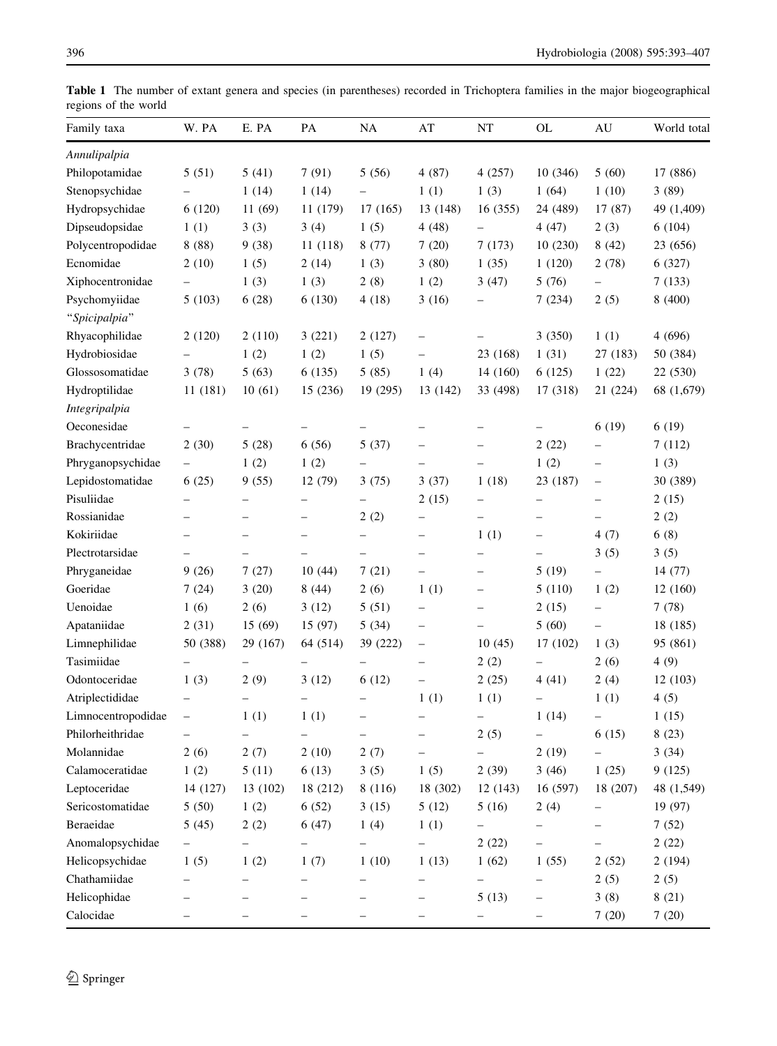**Table 1** The number of extant genera and species (in parentheses) recorded in Trichoptera families in the major biogeographical regions of the world

| Family taxa | W. PA | E. PA | PA | NA | AT | NT | OL | AU | World total |
|---|---|---|---|---|---|---|---|---|---|
| *Annulipalpia* | | | | | | | | | |
| Philopotamidae | 5 (51) | 5 (41) | 7 (91) | 5 (56) | 4 (87) | 4 (257) | 10 (346) | 5 (60) | 17 (886) |
| Stenopsychidae | – | 1 (14) | 1 (14) | – | 1 (1) | 1 (3) | 1 (64) | 1 (10) | 3 (89) |
| Hydropsychidae | 6 (120) | 11 (69) | 11 (179) | 17 (165) | 13 (148) | 16 (355) | 24 (489) | 17 (87) | 49 (1,409) |
| Dipseudopsidae | 1 (1) | 3 (3) | 3 (4) | 1 (5) | 4 (48) | – | 4 (47) | 2 (3) | 6 (104) |
| Polycentropodidae | 8 (88) | 9 (38) | 11 (118) | 8 (77) | 7 (20) | 7 (173) | 10 (230) | 8 (42) | 23 (656) |
| Ecnomidae | 2 (10) | 1 (5) | 2 (14) | 1 (3) | 3 (80) | 1 (35) | 1 (120) | 2 (78) | 6 (327) |
| Xiphocentronidae | – | 1 (3) | 1 (3) | 2 (8) | 1 (2) | 3 (47) | 5 (76) | – | 7 (133) |
| Psychomyiidae | 5 (103) | 6 (28) | 6 (130) | 4 (18) | 3 (16) | – | 7 (234) | 2 (5) | 8 (400) |
| "*Spicipalpia*" | | | | | | | | | |
| Rhyacophilidae | 2 (120) | 2 (110) | 3 (221) | 2 (127) | – | – | 3 (350) | 1 (1) | 4 (696) |
| Hydrobiosidae | – | 1 (2) | 1 (2) | 1 (5) | – | 23 (168) | 1 (31) | 27 (183) | 50 (384) |
| Glossosomatidae | 3 (78) | 5 (63) | 6 (135) | 5 (85) | 1 (4) | 14 (160) | 6 (125) | 1 (22) | 22 (530) |
| Hydroptilidae | 11 (181) | 10 (61) | 15 (236) | 19 (295) | 13 (142) | 33 (498) | 17 (318) | 21 (224) | 68 (1,679) |
| *Integripalpia* | | | | | | | | | |
| Oeconesidae | – | – | – | – | – | – | – | 6 (19) | 6 (19) |
| Brachycentridae | 2 (30) | 5 (28) | 6 (56) | 5 (37) | – | – | 2 (22) | – | 7 (112) |
| Phryganopsychidae | – | 1 (2) | 1 (2) | – | – | – | 1 (2) | – | 1 (3) |
| Lepidostomatidae | 6 (25) | 9 (55) | 12 (79) | 3 (75) | 3 (37) | 1 (18) | 23 (187) | – | 30 (389) |
| Pisuliidae | – | – | – | – | 2 (15) | – | – | – | 2 (15) |
| Rossianidae | – | – | – | 2 (2) | – | – | – | – | 2 (2) |
| Kokiriidae | – | – | – | – | – | 1 (1) | – | 4 (7) | 6 (8) |
| Plectrotarsidae | – | – | – | – | – | – | – | 3 (5) | 3 (5) |
| Phryganeidae | 9 (26) | 7 (27) | 10 (44) | 7 (21) | – | – | 5 (19) | – | 14 (77) |
| Goeridae | 7 (24) | 3 (20) | 8 (44) | 2 (6) | 1 (1) | – | 5 (110) | 1 (2) | 12 (160) |
| Uenoidae | 1 (6) | 2 (6) | 3 (12) | 5 (51) | – | – | 2 (15) | – | 7 (78) |
| Apataniidae | 2 (31) | 15 (69) | 15 (97) | 5 (34) | – | – | 5 (60) | – | 18 (185) |
| Limnephilidae | 50 (388) | 29 (167) | 64 (514) | 39 (222) | – | 10 (45) | 17 (102) | 1 (3) | 95 (861) |
| Tasimiidae | – | – | – | – | – | 2 (2) | – | 2 (6) | 4 (9) |
| Odontoceridae | 1 (3) | 2 (9) | 3 (12) | 6 (12) | – | 2 (25) | 4 (41) | 2 (4) | 12 (103) |
| Atriplectididae | – | – | – | – | 1 (1) | 1 (1) | – | 1 (1) | 4 (5) |
| Limnocentropodidae | – | 1 (1) | 1 (1) | – | – | – | 1 (14) | – | 1 (15) |
| Philorheithridae | – | – | – | – | – | 2 (5) | – | 6 (15) | 8 (23) |
| Molannidae | 2 (6) | 2 (7) | 2 (10) | 2 (7) | – | – | 2 (19) | – | 3 (34) |
| Calamoceratidae | 1 (2) | 5 (11) | 6 (13) | 3 (5) | 1 (5) | 2 (39) | 3 (46) | 1 (25) | 9 (125) |
| Leptoceridae | 14 (127) | 13 (102) | 18 (212) | 8 (116) | 18 (302) | 12 (143) | 16 (597) | 18 (207) | 48 (1,549) |
| Sericostomatidae | 5 (50) | 1 (2) | 6 (52) | 3 (15) | 5 (12) | 5 (16) | 2 (4) | – | 19 (97) |
| Beraeidae | 5 (45) | 2 (2) | 6 (47) | 1 (4) | 1 (1) | – | – | – | 7 (52) |
| Anomalopsychidae | – | – | – | – | – | 2 (22) | – | – | 2 (22) |
| Helicopsychidae | 1 (5) | 1 (2) | 1 (7) | 1 (10) | 1 (13) | 1 (62) | 1 (55) | 2 (52) | 2 (194) |
| Chathamiidae | – | – | – | – | – | – | – | 2 (5) | 2 (5) |
| Helicophidae | – | – | – | – | – | 5 (13) | – | 3 (8) | 8 (21) |
| Calocidae | – | – | – | – | – | – | – | 7 (20) | 7 (20) |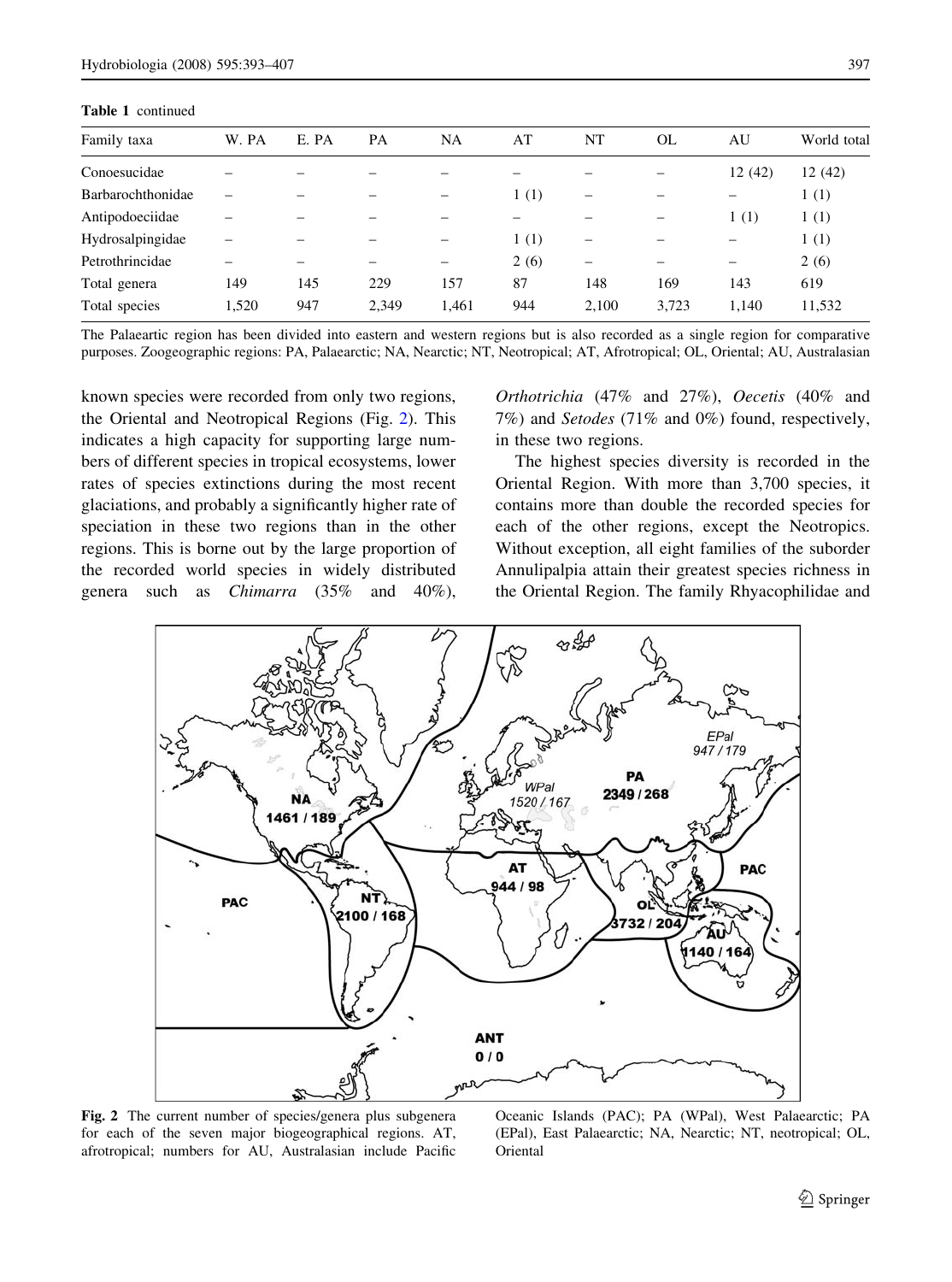**Table 1** continued

| Family taxa | W. PA | E. PA | PA | NA | AT | NT | OL | AU | World total |
|---|---|---|---|---|---|---|---|---|---|
| Conoesucidae | – | – | – | – | – | – | – | 12 (42) | 12 (42) |
| Barbarochthonidae | – | – | – | – | 1 (1) | – | – | – | 1 (1) |
| Antipodoeciidae | – | – | – | – | – | – | – | 1 (1) | 1 (1) |
| Hydrosalpingidae | – | – | – | – | 1 (1) | – | – | – | 1 (1) |
| Petrothrincidae | – | – | – | – | 2 (6) | – | – | – | 2 (6) |
| Total genera | 149 | 145 | 229 | 157 | 87 | 148 | 169 | 143 | 619 |
| Total species | 1,520 | 947 | 2,349 | 1,461 | 944 | 2,100 | 3,723 | 1,140 | 11,532 |

The Palaeartic region has been divided into eastern and western regions but is also recorded as a single region for comparative purposes. Zoogeographic regions: PA, Palaearctic; NA, Nearctic; NT, Neotropical; AT, Afrotropical; OL, Oriental; AU, Australasian

known species were recorded from only two regions, the Oriental and Neotropical Regions (Fig. 2). This indicates a high capacity for supporting large numbers of different species in tropical ecosystems, lower rates of species extinctions during the most recent glaciations, and probably a significantly higher rate of speciation in these two regions than in the other regions. This is borne out by the large proportion of the recorded world species in widely distributed genera such as *Chimarra* (35% and 40%), *Orthotrichia* (47% and 27%), *Oecetis* (40% and 7%) and *Setodes* (71% and 0%) found, respectively, in these two regions.

The highest species diversity is recorded in the Oriental Region. With more than 3,700 species, it contains more than double the recorded species for each of the other regions, except the Neotropics. Without exception, all eight families of the suborder Annulipalpia attain their greatest species richness in the Oriental Region. The family Rhyacophilidae and

**Fig. 2** The current number of species/genera plus subgenera for each of the seven major biogeographical regions. AT, afrotropical; numbers for AU, Australasian include Pacific Oceanic Islands (PAC); PA (WPal), West Palaearctic; PA (EPal), East Palaearctic; NA, Nearctic; NT, neotropical; OL, Oriental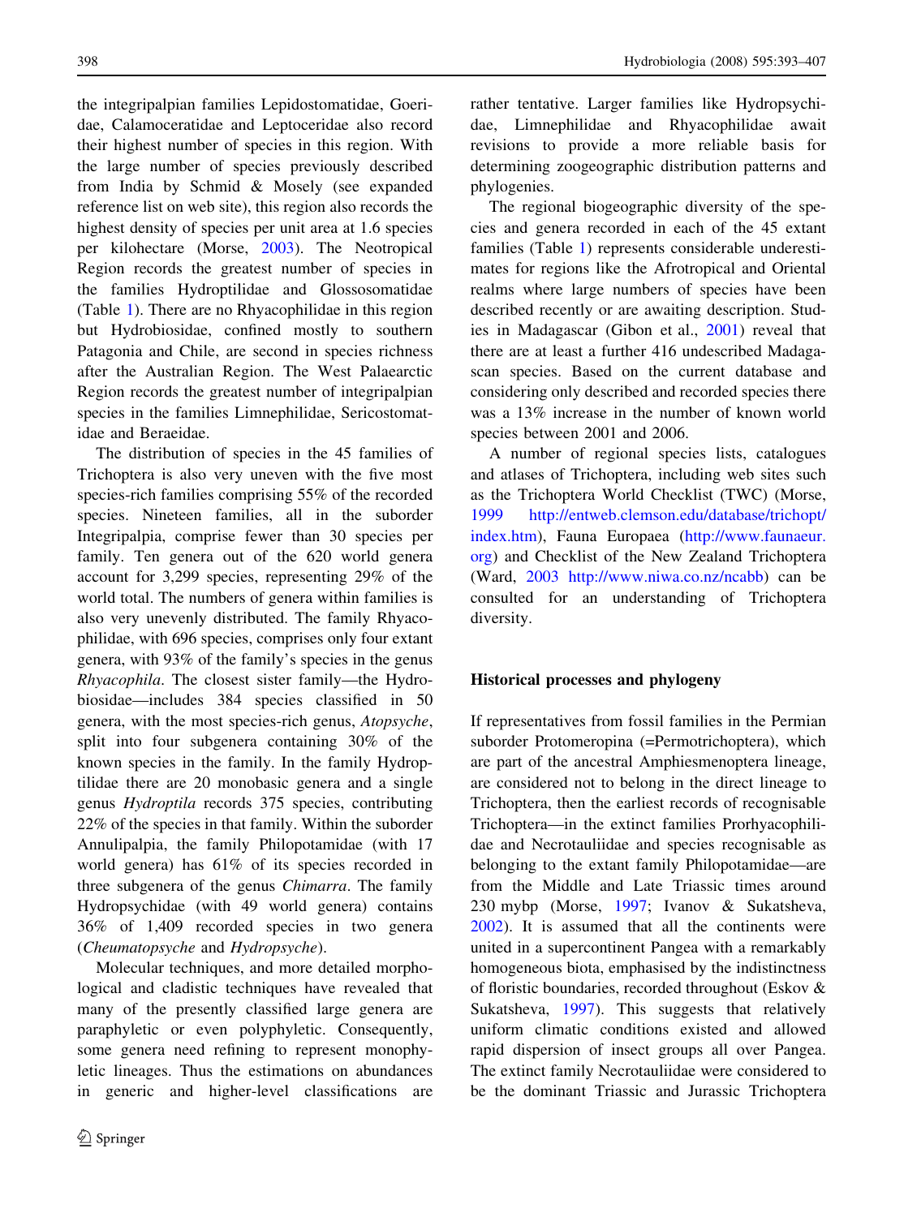the integripalpian families Lepidostomatidae, Goeridae, Calamoceratidae and Leptoceridae also record their highest number of species in this region. With the large number of species previously described from India by Schmid & Mosely (see expanded reference list on web site), this region also records the highest density of species per unit area at 1.6 species per kilohectare (Morse, 2003). The Neotropical Region records the greatest number of species in the families Hydroptilidae and Glossosomatidae (Table 1). There are no Rhyacophilidae in this region but Hydrobiosidae, confined mostly to southern Patagonia and Chile, are second in species richness after the Australian Region. The West Palaearctic Region records the greatest number of integripalpian species in the families Limnephilidae, Sericostomatidae and Beraeidae.

The distribution of species in the 45 families of Trichoptera is also very uneven with the five most species-rich families comprising 55% of the recorded species. Nineteen families, all in the suborder Integripalpia, comprise fewer than 30 species per family. Ten genera out of the 620 world genera account for 3,299 species, representing 29% of the world total. The numbers of genera within families is also very unevenly distributed. The family Rhyacophilidae, with 696 species, comprises only four extant genera, with 93% of the family's species in the genus *Rhyacophila*. The closest sister family—the Hydrobiosidae—includes 384 species classified in 50 genera, with the most species-rich genus, *Atopsyche*, split into four subgenera containing 30% of the known species in the family. In the family Hydroptilidae there are 20 monobasic genera and a single genus *Hydroptila* records 375 species, contributing 22% of the species in that family. Within the suborder Annulipalpia, the family Philopotamidae (with 17 world genera) has 61% of its species recorded in three subgenera of the genus *Chimarra*. The family Hydropsychidae (with 49 world genera) contains 36% of 1,409 recorded species in two genera (*Cheumatopsyche* and *Hydropsyche*).

Molecular techniques, and more detailed morphological and cladistic techniques have revealed that many of the presently classified large genera are paraphyletic or even polyphyletic. Consequently, some genera need refining to represent monophyletic lineages. Thus the estimations on abundances in generic and higher-level classifications are rather tentative. Larger families like Hydropsychidae, Limnephilidae and Rhyacophilidae await revisions to provide a more reliable basis for determining zoogeographic distribution patterns and phylogenies.

The regional biogeographic diversity of the species and genera recorded in each of the 45 extant families (Table 1) represents considerable underestimates for regions like the Afrotropical and Oriental realms where large numbers of species have been described recently or are awaiting description. Studies in Madagascar (Gibon et al., 2001) reveal that there are at least a further 416 undescribed Madagascan species. Based on the current database and considering only described and recorded species there was a 13% increase in the number of known world species between 2001 and 2006.

A number of regional species lists, catalogues and atlases of Trichoptera, including web sites such as the Trichoptera World Checklist (TWC) (Morse, 1999 http://entweb.clemson.edu/database/trichopt/index.htm), Fauna Europaea (http://www.faunaeur.org) and Checklist of the New Zealand Trichoptera (Ward, 2003 http://www.niwa.co.nz/ncabb) can be consulted for an understanding of Trichoptera diversity.

## Historical processes and phylogeny

If representatives from fossil families in the Permian suborder Protomeropina (=Permotrichoptera), which are part of the ancestral Amphiesmenoptera lineage, are considered not to belong in the direct lineage to Trichoptera, then the earliest records of recognisable Trichoptera—in the extinct families Prorhyacophilidae and Necrotauliidae and species recognisable as belonging to the extant family Philopotamidae—are from the Middle and Late Triassic times around 230 mybp (Morse, 1997; Ivanov & Sukatsheva, 2002). It is assumed that all the continents were united in a supercontinent Pangea with a remarkably homogeneous biota, emphasised by the indistinctness of floristic boundaries, recorded throughout (Eskov & Sukatsheva, 1997). This suggests that relatively uniform climatic conditions existed and allowed rapid dispersion of insect groups all over Pangea. The extinct family Necrotauliidae were considered to be the dominant Triassic and Jurassic Trichoptera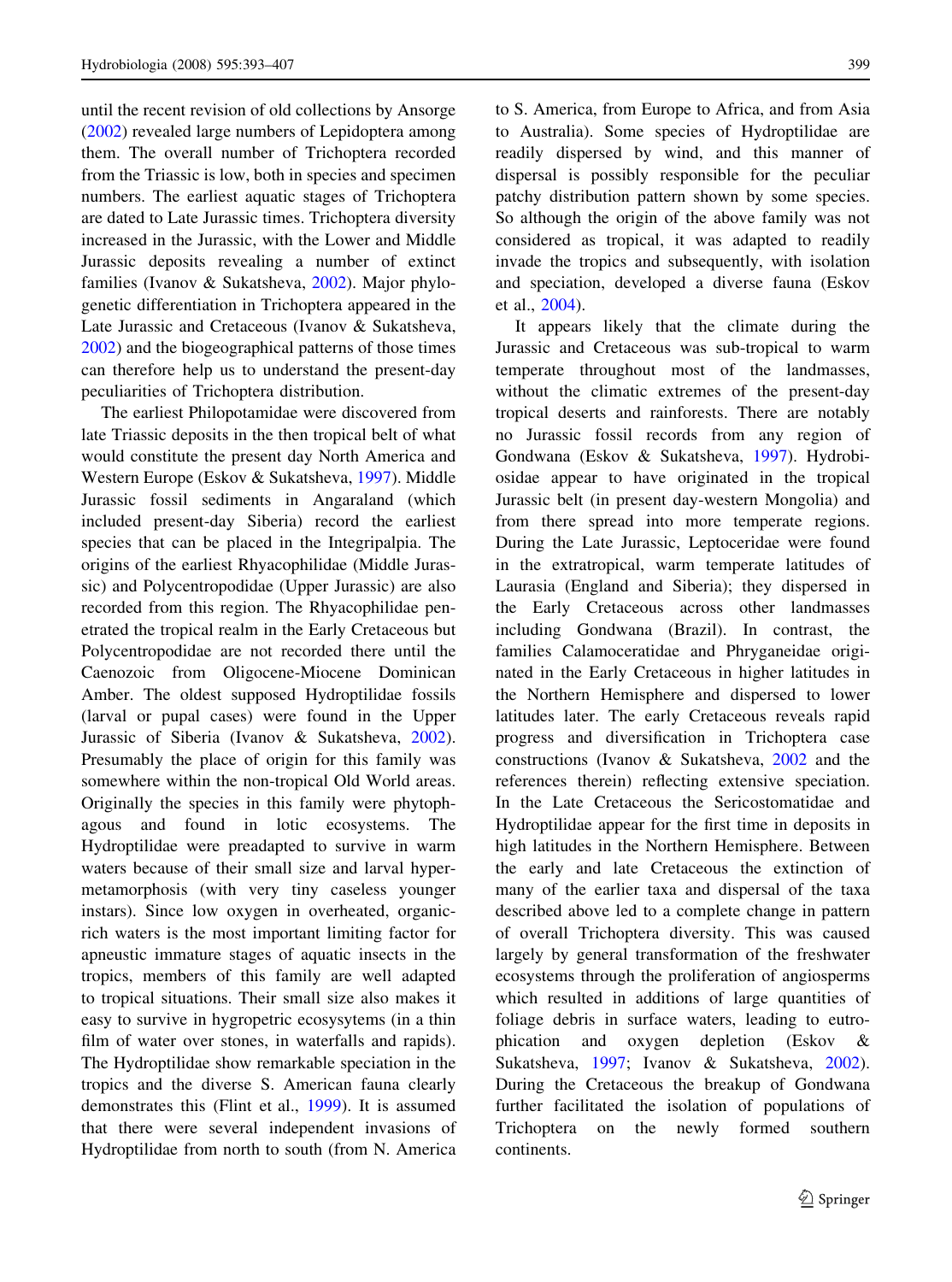until the recent revision of old collections by Ansorge (2002) revealed large numbers of Lepidoptera among them. The overall number of Trichoptera recorded from the Triassic is low, both in species and specimen numbers. The earliest aquatic stages of Trichoptera are dated to Late Jurassic times. Trichoptera diversity increased in the Jurassic, with the Lower and Middle Jurassic deposits revealing a number of extinct families (Ivanov & Sukatsheva, 2002). Major phylogenetic differentiation in Trichoptera appeared in the Late Jurassic and Cretaceous (Ivanov & Sukatsheva, 2002) and the biogeographical patterns of those times can therefore help us to understand the present-day peculiarities of Trichoptera distribution.

The earliest Philopotamidae were discovered from late Triassic deposits in the then tropical belt of what would constitute the present day North America and Western Europe (Eskov & Sukatsheva, 1997). Middle Jurassic fossil sediments in Angaraland (which included present-day Siberia) record the earliest species that can be placed in the Integripalpia. The origins of the earliest Rhyacophilidae (Middle Jurassic) and Polycentropodidae (Upper Jurassic) are also recorded from this region. The Rhyacophilidae penetrated the tropical realm in the Early Cretaceous but Polycentropodidae are not recorded there until the Caenozoic from Oligocene-Miocene Dominican Amber. The oldest supposed Hydroptilidae fossils (larval or pupal cases) were found in the Upper Jurassic of Siberia (Ivanov & Sukatsheva, 2002). Presumably the place of origin for this family was somewhere within the non-tropical Old World areas. Originally the species in this family were phytophagous and found in lotic ecosystems. The Hydroptilidae were preadapted to survive in warm waters because of their small size and larval hypermetamorphosis (with very tiny caseless younger instars). Since low oxygen in overheated, organic-rich waters is the most important limiting factor for apneustic immature stages of aquatic insects in the tropics, members of this family are well adapted to tropical situations. Their small size also makes it easy to survive in hygropetric ecosysytems (in a thin film of water over stones, in waterfalls and rapids). The Hydroptilidae show remarkable speciation in the tropics and the diverse S. American fauna clearly demonstrates this (Flint et al., 1999). It is assumed that there were several independent invasions of Hydroptilidae from north to south (from N. America to S. America, from Europe to Africa, and from Asia to Australia). Some species of Hydroptilidae are readily dispersed by wind, and this manner of dispersal is possibly responsible for the peculiar patchy distribution pattern shown by some species. So although the origin of the above family was not considered as tropical, it was adapted to readily invade the tropics and subsequently, with isolation and speciation, developed a diverse fauna (Eskov et al., 2004).

It appears likely that the climate during the Jurassic and Cretaceous was sub-tropical to warm temperate throughout most of the landmasses, without the climatic extremes of the present-day tropical deserts and rainforests. There are notably no Jurassic fossil records from any region of Gondwana (Eskov & Sukatsheva, 1997). Hydrobiosidae appear to have originated in the tropical Jurassic belt (in present day-western Mongolia) and from there spread into more temperate regions. During the Late Jurassic, Leptoceridae were found in the extratropical, warm temperate latitudes of Laurasia (England and Siberia); they dispersed in the Early Cretaceous across other landmasses including Gondwana (Brazil). In contrast, the families Calamoceratidae and Phryganeidae originated in the Early Cretaceous in higher latitudes in the Northern Hemisphere and dispersed to lower latitudes later. The early Cretaceous reveals rapid progress and diversification in Trichoptera case constructions (Ivanov & Sukatsheva, 2002 and the references therein) reflecting extensive speciation. In the Late Cretaceous the Sericostomatidae and Hydroptilidae appear for the first time in deposits in high latitudes in the Northern Hemisphere. Between the early and late Cretaceous the extinction of many of the earlier taxa and dispersal of the taxa described above led to a complete change in pattern of overall Trichoptera diversity. This was caused largely by general transformation of the freshwater ecosystems through the proliferation of angiosperms which resulted in additions of large quantities of foliage debris in surface waters, leading to eutrophication and oxygen depletion (Eskov & Sukatsheva, 1997; Ivanov & Sukatsheva, 2002). During the Cretaceous the breakup of Gondwana further facilitated the isolation of populations of Trichoptera on the newly formed southern continents.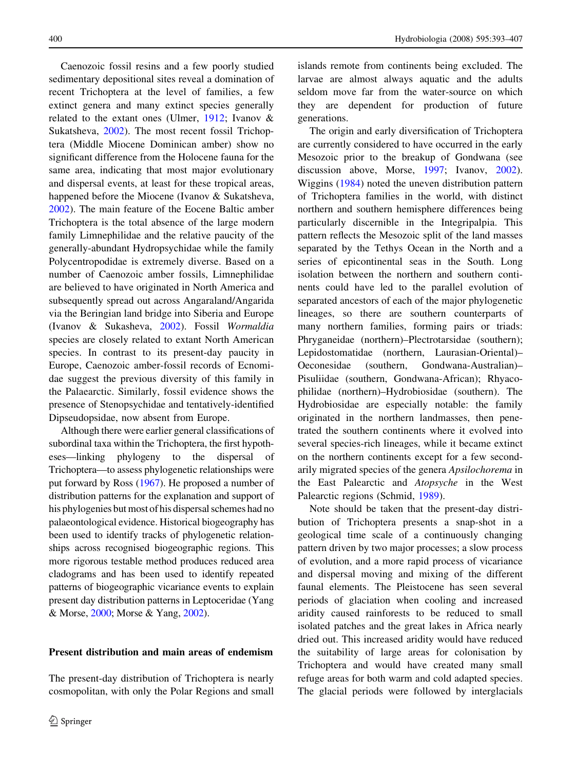Caenozoic fossil resins and a few poorly studied sedimentary depositional sites reveal a domination of recent Trichoptera at the level of families, a few extinct genera and many extinct species generally related to the extant ones (Ulmer, 1912; Ivanov & Sukatsheva, 2002). The most recent fossil Trichoptera (Middle Miocene Dominican amber) show no significant difference from the Holocene fauna for the same area, indicating that most major evolutionary and dispersal events, at least for these tropical areas, happened before the Miocene (Ivanov & Sukatsheva, 2002). The main feature of the Eocene Baltic amber Trichoptera is the total absence of the large modern family Limnephilidae and the relative paucity of the generally-abundant Hydropsychidae while the family Polycentropodidae is extremely diverse. Based on a number of Caenozoic amber fossils, Limnephilidae are believed to have originated in North America and subsequently spread out across Angaraland/Angarida via the Beringian land bridge into Siberia and Europe (Ivanov & Sukasheva, 2002). Fossil *Wormaldia* species are closely related to extant North American species. In contrast to its present-day paucity in Europe, Caenozoic amber-fossil records of Ecnomidae suggest the previous diversity of this family in the Palaearctic. Similarly, fossil evidence shows the presence of Stenopsychidae and tentatively-identified Dipseudopsidae, now absent from Europe.

Although there were earlier general classifications of subordinal taxa within the Trichoptera, the first hypotheses—linking phylogeny to the dispersal of Trichoptera—to assess phylogenetic relationships were put forward by Ross (1967). He proposed a number of distribution patterns for the explanation and support of his phylogenies but most of his dispersal schemes had no palaeontological evidence. Historical biogeography has been used to identify tracks of phylogenetic relationships across recognised biogeographic regions. This more rigorous testable method produces reduced area cladograms and has been used to identify repeated patterns of biogeographic vicariance events to explain present day distribution patterns in Leptoceridae (Yang & Morse, 2000; Morse & Yang, 2002).

## Present distribution and main areas of endemism

The present-day distribution of Trichoptera is nearly cosmopolitan, with only the Polar Regions and small islands remote from continents being excluded. The larvae are almost always aquatic and the adults seldom move far from the water-source on which they are dependent for production of future generations.

The origin and early diversification of Trichoptera are currently considered to have occurred in the early Mesozoic prior to the breakup of Gondwana (see discussion above, Morse, 1997; Ivanov, 2002). Wiggins (1984) noted the uneven distribution pattern of Trichoptera families in the world, with distinct northern and southern hemisphere differences being particularly discernible in the Integripalpia. This pattern reflects the Mesozoic split of the land masses separated by the Tethys Ocean in the North and a series of epicontinental seas in the South. Long isolation between the northern and southern continents could have led to the parallel evolution of separated ancestors of each of the major phylogenetic lineages, so there are southern counterparts of many northern families, forming pairs or triads: Phryganeidae (northern)–Plectrotarsidae (southern); Lepidostomatidae (northern, Laurasian-Oriental)–Oeconesidae (southern, Gondwana-Australian)–Pisuliidae (southern, Gondwana-African); Rhyacophilidae (northern)–Hydrobiosidae (southern). The Hydrobiosidae are especially notable: the family originated in the northern landmasses, then penetrated the southern continents where it evolved into several species-rich lineages, while it became extinct on the northern continents except for a few secondarily migrated species of the genera *Apsilochorema* in the East Palearctic and *Atopsyche* in the West Palearctic regions (Schmid, 1989).

Note should be taken that the present-day distribution of Trichoptera presents a snap-shot in a geological time scale of a continuously changing pattern driven by two major processes; a slow process of evolution, and a more rapid process of vicariance and dispersal moving and mixing of the different faunal elements. The Pleistocene has seen several periods of glaciation when cooling and increased aridity caused rainforests to be reduced to small isolated patches and the great lakes in Africa nearly dried out. This increased aridity would have reduced the suitability of large areas for colonisation by Trichoptera and would have created many small refuge areas for both warm and cold adapted species. The glacial periods were followed by interglacials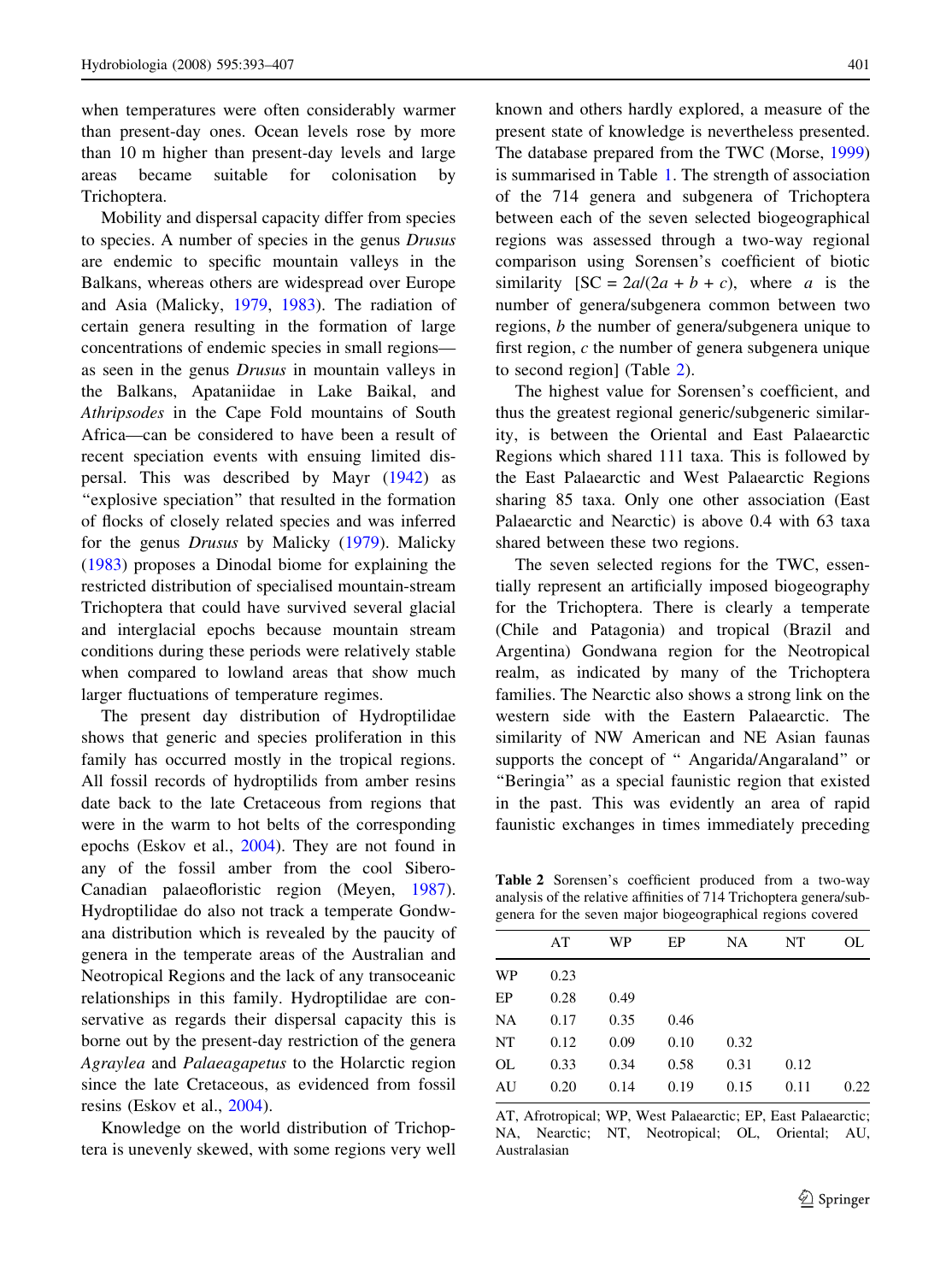when temperatures were often considerably warmer than present-day ones. Ocean levels rose by more than 10 m higher than present-day levels and large areas became suitable for colonisation by Trichoptera.

Mobility and dispersal capacity differ from species to species. A number of species in the genus *Drusus* are endemic to specific mountain valleys in the Balkans, whereas others are widespread over Europe and Asia (Malicky, 1979, 1983). The radiation of certain genera resulting in the formation of large concentrations of endemic species in small regions—as seen in the genus *Drusus* in mountain valleys in the Balkans, Apataniidae in Lake Baikal, and *Athripsodes* in the Cape Fold mountains of South Africa—can be considered to have been a result of recent speciation events with ensuing limited dispersal. This was described by Mayr (1942) as "explosive speciation" that resulted in the formation of flocks of closely related species and was inferred for the genus *Drusus* by Malicky (1979). Malicky (1983) proposes a Dinodal biome for explaining the restricted distribution of specialised mountain-stream Trichoptera that could have survived several glacial and interglacial epochs because mountain stream conditions during these periods were relatively stable when compared to lowland areas that show much larger fluctuations of temperature regimes.

The present day distribution of Hydroptilidae shows that generic and species proliferation in this family has occurred mostly in the tropical regions. All fossil records of hydroptilids from amber resins date back to the late Cretaceous from regions that were in the warm to hot belts of the corresponding epochs (Eskov et al., 2004). They are not found in any of the fossil amber from the cool Sibero-Canadian palaeofloristic region (Meyen, 1987). Hydroptilidae do also not track a temperate Gondwana distribution which is revealed by the paucity of genera in the temperate areas of the Australian and Neotropical Regions and the lack of any transoceanic relationships in this family. Hydroptilidae are conservative as regards their dispersal capacity this is borne out by the present-day restriction of the genera *Agraylea* and *Palaeagapetus* to the Holarctic region since the late Cretaceous, as evidenced from fossil resins (Eskov et al., 2004).

Knowledge on the world distribution of Trichoptera is unevenly skewed, with some regions very well known and others hardly explored, a measure of the present state of knowledge is nevertheless presented. The database prepared from the TWC (Morse, 1999) is summarised in Table 1. The strength of association of the 714 genera and subgenera of Trichoptera between each of the seven selected biogeographical regions was assessed through a two-way regional comparison using Sorensen's coefficient of biotic similarity [$SC = 2a/(2a + b + c)$, where $a$ is the number of genera/subgenera common between two regions, $b$ the number of genera/subgenera unique to first region, $c$ the number of genera subgenera unique to second region] (Table 2).

The highest value for Sorensen's coefficient, and thus the greatest regional generic/subgeneric similarity, is between the Oriental and East Palaearctic Regions which shared 111 taxa. This is followed by the East Palaearctic and West Palaearctic Regions sharing 85 taxa. Only one other association (East Palaearctic and Nearctic) is above 0.4 with 63 taxa shared between these two regions.

The seven selected regions for the TWC, essentially represent an artificially imposed biogeography for the Trichoptera. There is clearly a temperate (Chile and Patagonia) and tropical (Brazil and Argentina) Gondwana region for the Neotropical realm, as indicated by many of the Trichoptera families. The Nearctic also shows a strong link on the western side with the Eastern Palaearctic. The similarity of NW American and NE Asian faunas supports the concept of " Angarida/Angaraland" or "Beringia" as a special faunistic region that existed in the past. This was evidently an area of rapid faunistic exchanges in times immediately preceding

**Table 2** Sorensen's coefficient produced from a two-way analysis of the relative affinities of 714 Trichoptera genera/subgenera for the seven major biogeographical regions covered

| | AT | WP | EP | NA | NT | OL |
|---|---|---|---|---|---|---|
| WP | 0.23 | | | | | |
| EP | 0.28 | 0.49 | | | | |
| NA | 0.17 | 0.35 | 0.46 | | | |
| NT | 0.12 | 0.09 | 0.10 | 0.32 | | |
| OL | 0.33 | 0.34 | 0.58 | 0.31 | 0.12 | |
| AU | 0.20 | 0.14 | 0.19 | 0.15 | 0.11 | 0.22 |

AT, Afrotropical; WP, West Palaearctic; EP, East Palaearctic; NA, Nearctic; NT, Neotropical; OL, Oriental; AU, Australasian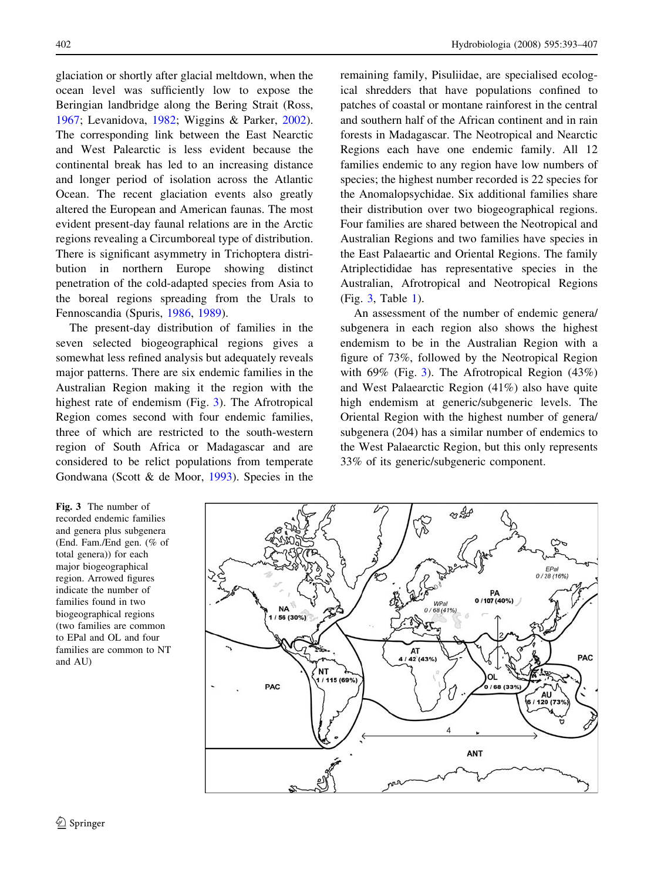glaciation or shortly after glacial meltdown, when the ocean level was sufficiently low to expose the Beringian landbridge along the Bering Strait (Ross, 1967; Levanidova, 1982; Wiggins & Parker, 2002). The corresponding link between the East Nearctic and West Palearctic is less evident because the continental break has led to an increasing distance and longer period of isolation across the Atlantic Ocean. The recent glaciation events also greatly altered the European and American faunas. The most evident present-day faunal relations are in the Arctic regions revealing a Circumboreal type of distribution. There is significant asymmetry in Trichoptera distribution in northern Europe showing distinct penetration of the cold-adapted species from Asia to the boreal regions spreading from the Urals to Fennoscandia (Spuris, 1986, 1989).

The present-day distribution of families in the seven selected biogeographical regions gives a somewhat less refined analysis but adequately reveals major patterns. There are six endemic families in the Australian Region making it the region with the highest rate of endemism (Fig. 3). The Afrotropical Region comes second with four endemic families, three of which are restricted to the south-western region of South Africa or Madagascar and are considered to be relict populations from temperate Gondwana (Scott & de Moor, 1993). Species in the remaining family, Pisuliidae, are specialised ecological shredders that have populations confined to patches of coastal or montane rainforest in the central and southern half of the African continent and in rain forests in Madagascar. The Neotropical and Nearctic Regions each have one endemic family. All 12 families endemic to any region have low numbers of species; the highest number recorded is 22 species for the Anomalopsychidae. Six additional families share their distribution over two biogeographical regions. Four families are shared between the Neotropical and Australian Regions and two families have species in the East Palaeartic and Oriental Regions. The family Atriplectididae has representative species in the Australian, Afrotropical and Neotropical Regions (Fig. 3, Table 1).

An assessment of the number of endemic genera/subgenera in each region also shows the highest endemism to be in the Australian Region with a figure of 73%, followed by the Neotropical Region with 69% (Fig. 3). The Afrotropical Region (43%) and West Palaearctic Region (41%) also have quite high endemism at generic/subgeneric levels. The Oriental Region with the highest number of genera/subgenera (204) has a similar number of endemics to the West Palaearctic Region, but this only represents 33% of its generic/subgeneric component.

**Fig. 3** The number of recorded endemic families and genera plus subgenera (End. Fam./End gen. (% of total genera)) for each major biogeographical region. Arrowed figures indicate the number of families found in two biogeographical regions (two families are common to EPal and OL and four families are common to NT and AU)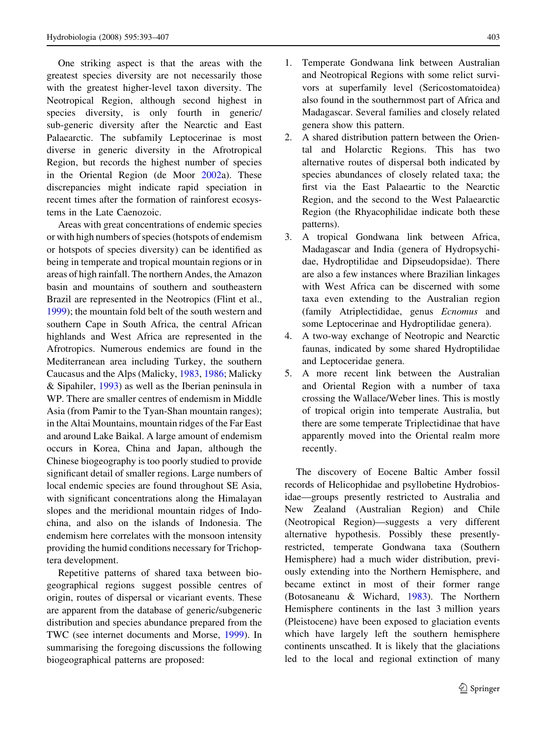One striking aspect is that the areas with the greatest species diversity are not necessarily those with the greatest higher-level taxon diversity. The Neotropical Region, although second highest in species diversity, is only fourth in generic/sub-generic diversity after the Nearctic and East Palaearctic. The subfamily Leptocerinae is most diverse in generic diversity in the Afrotropical Region, but records the highest number of species in the Oriental Region (de Moor 2002a). These discrepancies might indicate rapid speciation in recent times after the formation of rainforest ecosystems in the Late Caenozoic.

Areas with great concentrations of endemic species or with high numbers of species (hotspots of endemism or hotspots of species diversity) can be identified as being in temperate and tropical mountain regions or in areas of high rainfall. The northern Andes, the Amazon basin and mountains of southern and southeastern Brazil are represented in the Neotropics (Flint et al., 1999); the mountain fold belt of the south western and southern Cape in South Africa, the central African highlands and West Africa are represented in the Afrotropics. Numerous endemics are found in the Mediterranean area including Turkey, the southern Caucasus and the Alps (Malicky, 1983, 1986; Malicky & Sipahiler, 1993) as well as the Iberian peninsula in WP. There are smaller centres of endemism in Middle Asia (from Pamir to the Tyan-Shan mountain ranges); in the Altai Mountains, mountain ridges of the Far East and around Lake Baikal. A large amount of endemism occurs in Korea, China and Japan, although the Chinese biogeography is too poorly studied to provide significant detail of smaller regions. Large numbers of local endemic species are found throughout SE Asia, with significant concentrations along the Himalayan slopes and the meridional mountain ridges of Indochina, and also on the islands of Indonesia. The endemism here correlates with the monsoon intensity providing the humid conditions necessary for Trichoptera development.

Repetitive patterns of shared taxa between biogeographical regions suggest possible centres of origin, routes of dispersal or vicariant events. These are apparent from the database of generic/subgeneric distribution and species abundance prepared from the TWC (see internet documents and Morse, 1999). In summarising the foregoing discussions the following biogeographical patterns are proposed:

1. Temperate Gondwana link between Australian and Neotropical Regions with some relict survivors at superfamily level (Sericostomatoidea) also found in the southernmost part of Africa and Madagascar. Several families and closely related genera show this pattern.
2. A shared distribution pattern between the Oriental and Holarctic Regions. This has two alternative routes of dispersal both indicated by species abundances of closely related taxa; the first via the East Palaeartic to the Nearctic Region, and the second to the West Palaearctic Region (the Rhyacophilidae indicate both these patterns).
3. A tropical Gondwana link between Africa, Madagascar and India (genera of Hydropsychidae, Hydroptilidae and Dipseudopsidae). There are also a few instances where Brazilian linkages with West Africa can be discerned with some taxa even extending to the Australian region (family Atriplectididae, genus *Ecnomus* and some Leptocerinae and Hydroptilidae genera).
4. A two-way exchange of Neotropic and Nearctic faunas, indicated by some shared Hydroptilidae and Leptoceridae genera.
5. A more recent link between the Australian and Oriental Region with a number of taxa crossing the Wallace/Weber lines. This is mostly of tropical origin into temperate Australia, but there are some temperate Triplectidinae that have apparently moved into the Oriental realm more recently.

The discovery of Eocene Baltic Amber fossil records of Helicophidae and psyllobetine Hydrobiosidae—groups presently restricted to Australia and New Zealand (Australian Region) and Chile (Neotropical Region)—suggests a very different alternative hypothesis. Possibly these presently-restricted, temperate Gondwana taxa (Southern Hemisphere) had a much wider distribution, previously extending into the Northern Hemisphere, and became extinct in most of their former range (Botosaneanu & Wichard, 1983). The Northern Hemisphere continents in the last 3 million years (Pleistocene) have been exposed to glaciation events which have largely left the southern hemisphere continents unscathed. It is likely that the glaciations led to the local and regional extinction of many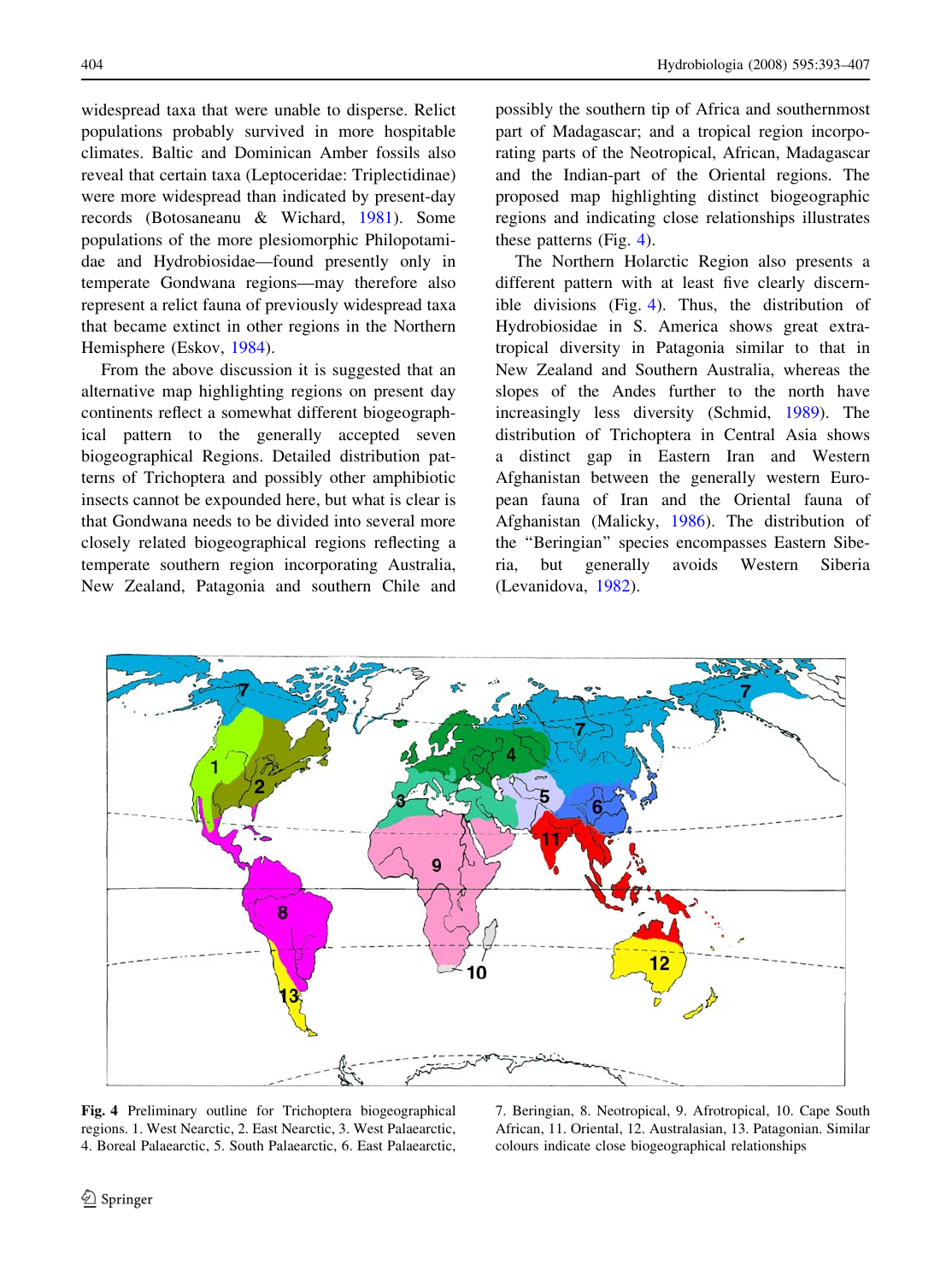widespread taxa that were unable to disperse. Relict populations probably survived in more hospitable climates. Baltic and Dominican Amber fossils also reveal that certain taxa (Leptoceridae: Triplectidinae) were more widespread than indicated by present-day records (Botosaneanu & Wichard, 1981). Some populations of the more plesiomorphic Philopotamidae and Hydrobiosidae—found presently only in temperate Gondwana regions—may therefore also represent a relict fauna of previously widespread taxa that became extinct in other regions in the Northern Hemisphere (Eskov, 1984).

From the above discussion it is suggested that an alternative map highlighting regions on present day continents reflect a somewhat different biogeographical pattern to the generally accepted seven biogeographical Regions. Detailed distribution patterns of Trichoptera and possibly other amphibiotic insects cannot be expounded here, but what is clear is that Gondwana needs to be divided into several more closely related biogeographical regions reflecting a temperate southern region incorporating Australia, New Zealand, Patagonia and southern Chile and possibly the southern tip of Africa and southernmost part of Madagascar; and a tropical region incorporating parts of the Neotropical, African, Madagascar and the Indian-part of the Oriental regions. The proposed map highlighting distinct biogeographic regions and indicating close relationships illustrates these patterns (Fig. 4).

The Northern Holarctic Region also presents a different pattern with at least five clearly discernible divisions (Fig. 4). Thus, the distribution of Hydrobiosidae in S. America shows great extra-tropical diversity in Patagonia similar to that in New Zealand and Southern Australia, whereas the slopes of the Andes further to the north have increasingly less diversity (Schmid, 1989). The distribution of Trichoptera in Central Asia shows a distinct gap in Eastern Iran and Western Afghanistan between the generally western European fauna of Iran and the Oriental fauna of Afghanistan (Malicky, 1986). The distribution of the "Beringian" species encompasses Eastern Siberia, but generally avoids Western Siberia (Levanidova, 1982).

**Fig. 4** Preliminary outline for Trichoptera biogeographical regions. 1. West Nearctic, 2. East Nearctic, 3. West Palaearctic, 4. Boreal Palaearctic, 5. South Palaearctic, 6. East Palaearctic, 7. Beringian, 8. Neotropical, 9. Afrotropical, 10. Cape South African, 11. Oriental, 12. Australasian, 13. Patagonian. Similar colours indicate close biogeographical relationships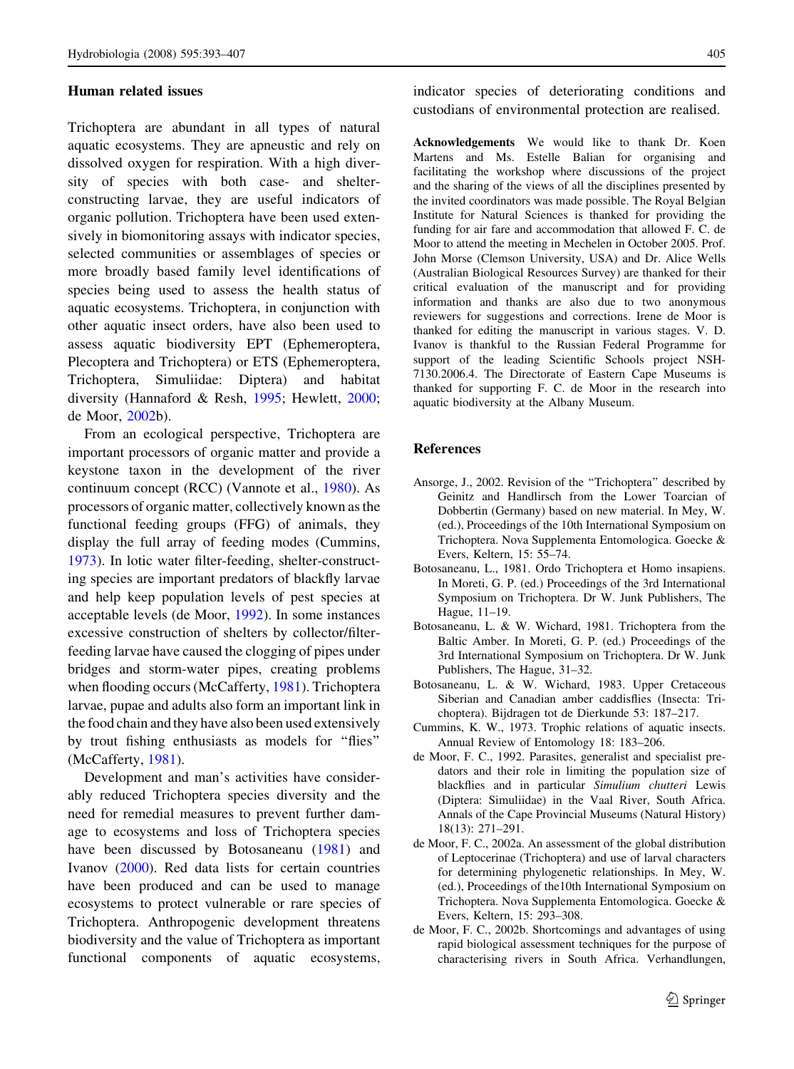## Human related issues

Trichoptera are abundant in all types of natural aquatic ecosystems. They are apneustic and rely on dissolved oxygen for respiration. With a high diversity of species with both case- and shelter-constructing larvae, they are useful indicators of organic pollution. Trichoptera have been used extensively in biomonitoring assays with indicator species, selected communities or assemblages of species or more broadly based family level identifications of species being used to assess the health status of aquatic ecosystems. Trichoptera, in conjunction with other aquatic insect orders, have also been used to assess aquatic biodiversity EPT (Ephemeroptera, Plecoptera and Trichoptera) or ETS (Ephemeroptera, Trichoptera, Simuliidae: Diptera) and habitat diversity (Hannaford & Resh, 1995; Hewlett, 2000; de Moor, 2002b).

From an ecological perspective, Trichoptera are important processors of organic matter and provide a keystone taxon in the development of the river continuum concept (RCC) (Vannote et al., 1980). As processors of organic matter, collectively known as the functional feeding groups (FFG) of animals, they display the full array of feeding modes (Cummins, 1973). In lotic water filter-feeding, shelter-constructing species are important predators of blackfly larvae and help keep population levels of pest species at acceptable levels (de Moor, 1992). In some instances excessive construction of shelters by collector/filter-feeding larvae have caused the clogging of pipes under bridges and storm-water pipes, creating problems when flooding occurs (McCafferty, 1981). Trichoptera larvae, pupae and adults also form an important link in the food chain and they have also been used extensively by trout fishing enthusiasts as models for "flies" (McCafferty, 1981).

Development and man's activities have considerably reduced Trichoptera species diversity and the need for remedial measures to prevent further damage to ecosystems and loss of Trichoptera species have been discussed by Botosaneanu (1981) and Ivanov (2000). Red data lists for certain countries have been produced and can be used to manage ecosystems to protect vulnerable or rare species of Trichoptera. Anthropogenic development threatens biodiversity and the value of Trichoptera as important functional components of aquatic ecosystems, indicator species of deteriorating conditions and custodians of environmental protection are realised.

**Acknowledgements** We would like to thank Dr. Koen Martens and Ms. Estelle Balian for organising and facilitating the workshop where discussions of the project and the sharing of the views of all the disciplines presented by the invited coordinators was made possible. The Royal Belgian Institute for Natural Sciences is thanked for providing the funding for air fare and accommodation that allowed F. C. de Moor to attend the meeting in Mechelen in October 2005. Prof. John Morse (Clemson University, USA) and Dr. Alice Wells (Australian Biological Resources Survey) are thanked for their critical evaluation of the manuscript and for providing information and thanks are also due to two anonymous reviewers for suggestions and corrections. Irene de Moor is thanked for editing the manuscript in various stages. V. D. Ivanov is thankful to the Russian Federal Programme for support of the leading Scientific Schools project NSH-7130.2006.4. The Directorate of Eastern Cape Museums is thanked for supporting F. C. de Moor in the research into aquatic biodiversity at the Albany Museum.

## References

Ansorge, J., 2002. Revision of the "Trichoptera" described by Geinitz and Handlirsch from the Lower Toarcian of Dobbertin (Germany) based on new material. In Mey, W. (ed.), Proceedings of the 10th International Symposium on Trichoptera. Nova Supplementa Entomologica. Goecke & Evers, Keltern, 15: 55–74.

Botosaneanu, L., 1981. Ordo Trichoptera et Homo insapiens. In Moreti, G. P. (ed.) Proceedings of the 3rd International Symposium on Trichoptera. Dr W. Junk Publishers, The Hague, 11–19.

Botosaneanu, L. & W. Wichard, 1981. Trichoptera from the Baltic Amber. In Moreti, G. P. (ed.) Proceedings of the 3rd International Symposium on Trichoptera. Dr W. Junk Publishers, The Hague, 31–32.

Botosaneanu, L. & W. Wichard, 1983. Upper Cretaceous Siberian and Canadian amber caddisflies (Insecta: Trichoptera). Bijdragen tot de Dierkunde 53: 187–217.

Cummins, K. W., 1973. Trophic relations of aquatic insects. Annual Review of Entomology 18: 183–206.

de Moor, F. C., 1992. Parasites, generalist and specialist predators and their role in limiting the population size of blackflies and in particular *Simulium chutteri* Lewis (Diptera: Simuliidae) in the Vaal River, South Africa. Annals of the Cape Provincial Museums (Natural History) 18(13): 271–291.

de Moor, F. C., 2002a. An assessment of the global distribution of Leptocerinae (Trichoptera) and use of larval characters for determining phylogenetic relationships. In Mey, W. (ed.), Proceedings of the10th International Symposium on Trichoptera. Nova Supplementa Entomologica. Goecke & Evers, Keltern, 15: 293–308.

de Moor, F. C., 2002b. Shortcomings and advantages of using rapid biological assessment techniques for the purpose of characterising rivers in South Africa. Verhandlungen,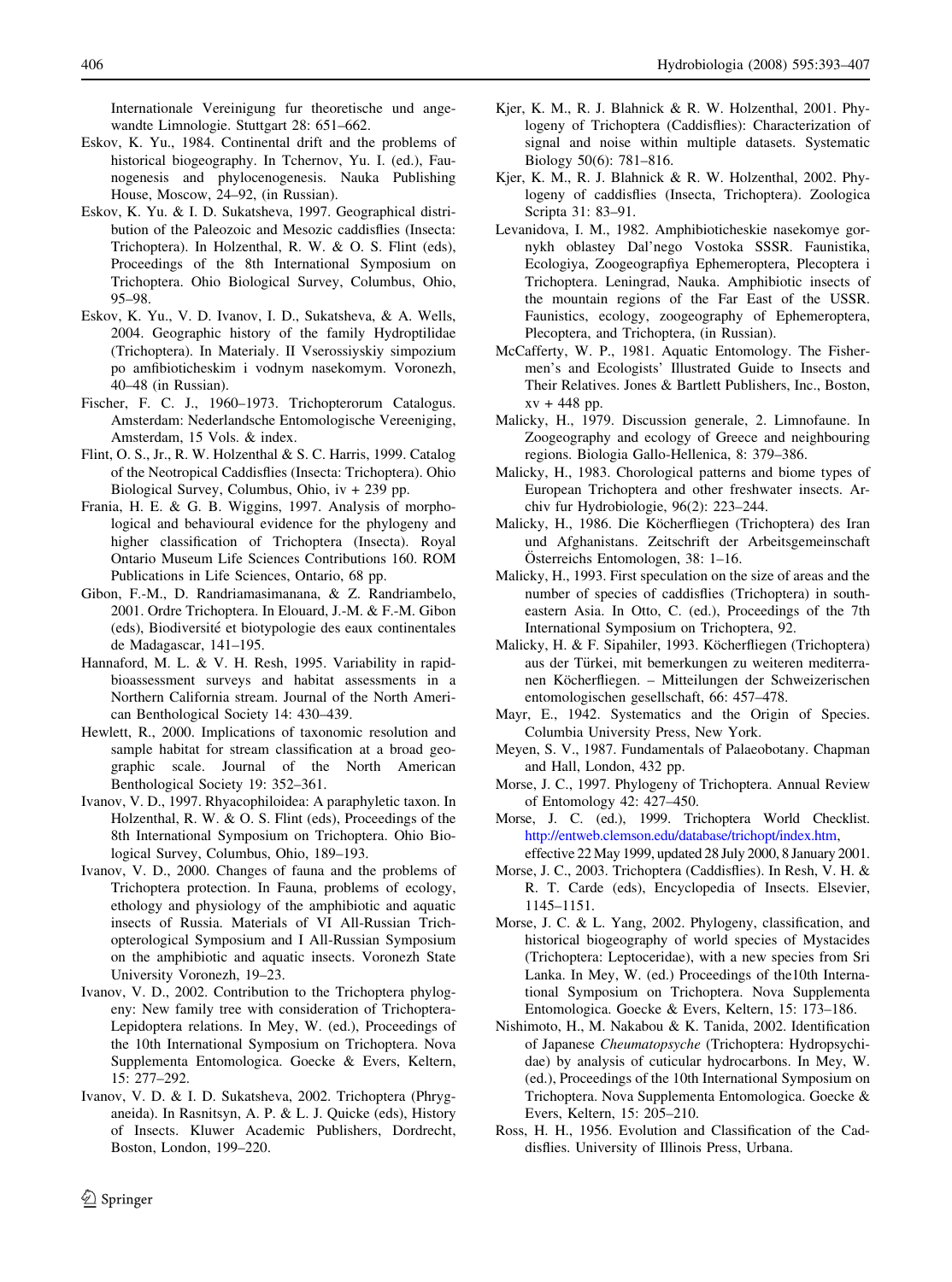Internationale Vereinigung fur theoretische und angewandte Limnologie. Stuttgart 28: 651–662.

Eskov, K. Yu., 1984. Continental drift and the problems of historical biogeography. In Tchernov, Yu. I. (ed.), Faunogenesis and phylocenogenesis. Nauka Publishing House, Moscow, 24–92, (in Russian).

Eskov, K. Yu. & I. D. Sukatsheva, 1997. Geographical distribution of the Paleozoic and Mesozic caddisflies (Insecta: Trichoptera). In Holzenthal, R. W. & O. S. Flint (eds), Proceedings of the 8th International Symposium on Trichoptera. Ohio Biological Survey, Columbus, Ohio, 95–98.

Eskov, K. Yu., V. D. Ivanov, I. D., Sukatsheva, & A. Wells, 2004. Geographic history of the family Hydroptilidae (Trichoptera). In Materialy. II Vserossiyskiy simpozium po amfibioticheskim i vodnym nasekomym. Voronezh, 40–48 (in Russian).

Fischer, F. C. J., 1960–1973. Trichopterorum Catalogus. Amsterdam: Nederlandsche Entomologische Vereeniging, Amsterdam, 15 Vols. & index.

Flint, O. S., Jr., R. W. Holzenthal & S. C. Harris, 1999. Catalog of the Neotropical Caddisflies (Insecta: Trichoptera). Ohio Biological Survey, Columbus, Ohio, iv + 239 pp.

Frania, H. E. & G. B. Wiggins, 1997. Analysis of morphological and behavioural evidence for the phylogeny and higher classification of Trichoptera (Insecta). Royal Ontario Museum Life Sciences Contributions 160. ROM Publications in Life Sciences, Ontario, 68 pp.

Gibon, F.-M., D. Randriamasimanana, & Z. Randriambelo, 2001. Ordre Trichoptera. In Elouard, J.-M. & F.-M. Gibon (eds), Biodiversité et biotypologie des eaux continentales de Madagascar, 141–195.

Hannaford, M. L. & V. H. Resh, 1995. Variability in rapid-bioassessment surveys and habitat assessments in a Northern California stream. Journal of the North American Benthological Society 14: 430–439.

Hewlett, R., 2000. Implications of taxonomic resolution and sample habitat for stream classification at a broad geographic scale. Journal of the North American Benthological Society 19: 352–361.

Ivanov, V. D., 1997. Rhyacophiloidea: A paraphyletic taxon. In Holzenthal, R. W. & O. S. Flint (eds), Proceedings of the 8th International Symposium on Trichoptera. Ohio Biological Survey, Columbus, Ohio, 189–193.

Ivanov, V. D., 2000. Changes of fauna and the problems of Trichoptera protection. In Fauna, problems of ecology, ethology and physiology of the amphibiotic and aquatic insects of Russia. Materials of VI All-Russian Trichopterological Symposium and I All-Russian Symposium on the amphibiotic and aquatic insects. Voronezh State University Voronezh, 19–23.

Ivanov, V. D., 2002. Contribution to the Trichoptera phylogeny: New family tree with consideration of Trichoptera-Lepidoptera relations. In Mey, W. (ed.), Proceedings of the 10th International Symposium on Trichoptera. Nova Supplementa Entomologica. Goecke & Evers, Keltern, 15: 277–292.

Ivanov, V. D. & I. D. Sukatsheva, 2002. Trichoptera (Phryganeida). In Rasnitsyn, A. P. & L. J. Quicke (eds), History of Insects. Kluwer Academic Publishers, Dordrecht, Boston, London, 199–220.

Kjer, K. M., R. J. Blahnick & R. W. Holzenthal, 2001. Phylogeny of Trichoptera (Caddisflies): Characterization of signal and noise within multiple datasets. Systematic Biology 50(6): 781–816.

Kjer, K. M., R. J. Blahnick & R. W. Holzenthal, 2002. Phylogeny of caddisflies (Insecta, Trichoptera). Zoologica Scripta 31: 83–91.

Levanidova, I. M., 1982. Amphibioticheskie nasekomye gornykh oblastey Dal'nego Vostoka SSSR. Faunistika, Ecologiya, Zoogeograpfiya Ephemeroptera, Plecoptera i Trichoptera. Leningrad, Nauka. Amphibiotic insects of the mountain regions of the Far East of the USSR. Faunistics, ecology, zoogeography of Ephemeroptera, Plecoptera, and Trichoptera, (in Russian).

McCafferty, W. P., 1981. Aquatic Entomology. The Fishermen's and Ecologists' Illustrated Guide to Insects and Their Relatives. Jones & Bartlett Publishers, Inc., Boston, xv + 448 pp.

Malicky, H., 1979. Discussion generale, 2. Limnofaune. In Zoogeography and ecology of Greece and neighbouring regions. Biologia Gallo-Hellenica, 8: 379–386.

Malicky, H., 1983. Chorological patterns and biome types of European Trichoptera and other freshwater insects. Archiv fur Hydrobiologie, 96(2): 223–244.

Malicky, H., 1986. Die Köcherfliegen (Trichoptera) des Iran und Afghanistans. Zeitschrift der Arbeitsgemeinschaft Österreichs Entomologen, 38: 1–16.

Malicky, H., 1993. First speculation on the size of areas and the number of species of caddisflies (Trichoptera) in south-eastern Asia. In Otto, C. (ed.), Proceedings of the 7th International Symposium on Trichoptera, 92.

Malicky, H. & F. Sipahiler, 1993. Köcherfliegen (Trichoptera) aus der Türkei, mit bemerkungen zu weiteren mediterranen Köcherfliegen. – Mitteilungen der Schweizerischen entomologischen gesellschaft, 66: 457–478.

Mayr, E., 1942. Systematics and the Origin of Species. Columbia University Press, New York.

Meyen, S. V., 1987. Fundamentals of Palaeobotany. Chapman and Hall, London, 432 pp.

Morse, J. C., 1997. Phylogeny of Trichoptera. Annual Review of Entomology 42: 427–450.

Morse, J. C. (ed.), 1999. Trichoptera World Checklist. http://entweb.clemson.edu/database/trichopt/index.htm, effective 22 May 1999, updated 28 July 2000, 8 January 2001.

Morse, J. C., 2003. Trichoptera (Caddisflies). In Resh, V. H. & R. T. Carde (eds), Encyclopedia of Insects. Elsevier, 1145–1151.

Morse, J. C. & L. Yang, 2002. Phylogeny, classification, and historical biogeography of world species of Mystacides (Trichoptera: Leptoceridae), with a new species from Sri Lanka. In Mey, W. (ed.) Proceedings of the10th International Symposium on Trichoptera. Nova Supplementa Entomologica. Goecke & Evers, Keltern, 15: 173–186.

Nishimoto, H., M. Nakabou & K. Tanida, 2002. Identification of Japanese *Cheumatopsyche* (Trichoptera: Hydropsychidae) by analysis of cuticular hydrocarbons. In Mey, W. (ed.), Proceedings of the 10th International Symposium on Trichoptera. Nova Supplementa Entomologica. Goecke & Evers, Keltern, 15: 205–210.

Ross, H. H., 1956. Evolution and Classification of the Caddisflies. University of Illinois Press, Urbana.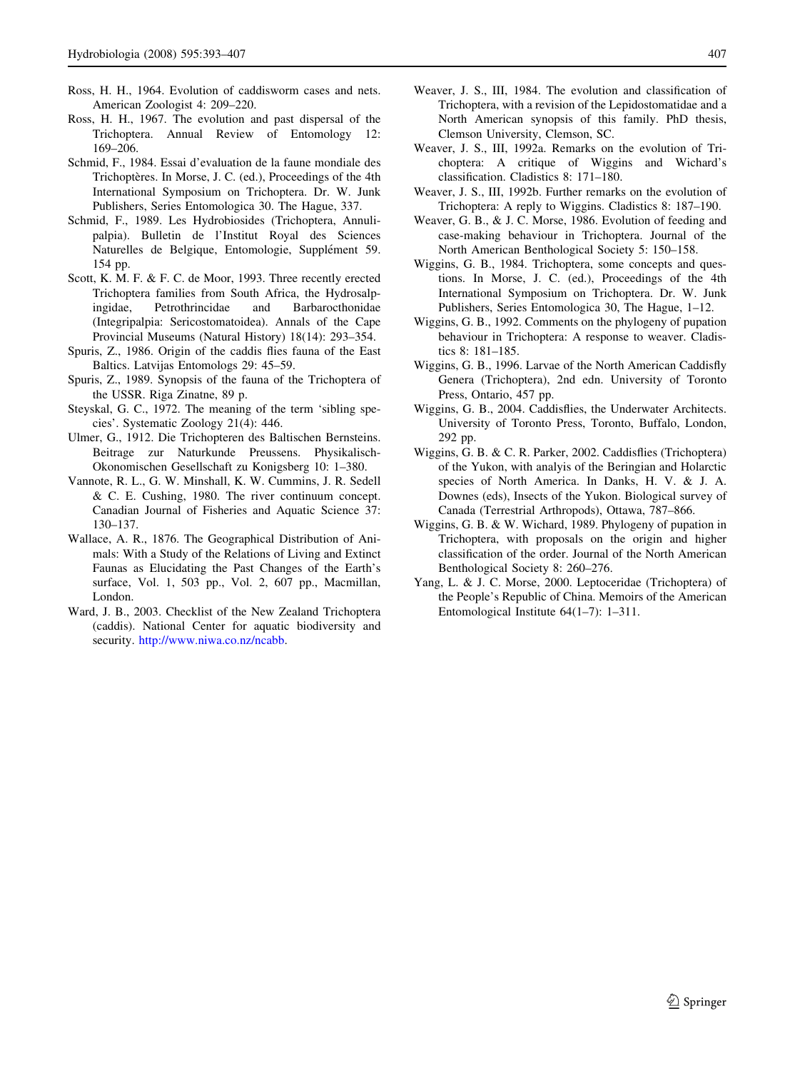Ross, H. H., 1964. Evolution of caddisworm cases and nets. American Zoologist 4: 209–220.

Ross, H. H., 1967. The evolution and past dispersal of the Trichoptera. Annual Review of Entomology 12: 169–206.

Schmid, F., 1984. Essai d'evaluation de la faune mondiale des Trichoptères. In Morse, J. C. (ed.), Proceedings of the 4th International Symposium on Trichoptera. Dr. W. Junk Publishers, Series Entomologica 30. The Hague, 337.

Schmid, F., 1989. Les Hydrobiosides (Trichoptera, Annulipalpia). Bulletin de l'Institut Royal des Sciences Naturelles de Belgique, Entomologie, Supplément 59. 154 pp.

Scott, K. M. F. & F. C. de Moor, 1993. Three recently erected Trichoptera families from South Africa, the Hydrosalpingidae, Petrothrincidae and Barbarocthonidae (Integripalpia: Sericostomatoidea). Annals of the Cape Provincial Museums (Natural History) 18(14): 293–354.

Spuris, Z., 1986. Origin of the caddis flies fauna of the East Baltics. Latvijas Entomologs 29: 45–59.

Spuris, Z., 1989. Synopsis of the fauna of the Trichoptera of the USSR. Riga Zinatne, 89 p.

Steyskal, G. C., 1972. The meaning of the term 'sibling species'. Systematic Zoology 21(4): 446.

Ulmer, G., 1912. Die Trichopteren des Baltischen Bernsteins. Beitrage zur Naturkunde Preussens. Physikalisch-Okonomischen Gesellschaft zu Konigsberg 10: 1–380.

Vannote, R. L., G. W. Minshall, K. W. Cummins, J. R. Sedell & C. E. Cushing, 1980. The river continuum concept. Canadian Journal of Fisheries and Aquatic Science 37: 130–137.

Wallace, A. R., 1876. The Geographical Distribution of Animals: With a Study of the Relations of Living and Extinct Faunas as Elucidating the Past Changes of the Earth's surface, Vol. 1, 503 pp., Vol. 2, 607 pp., Macmillan, London.

Ward, J. B., 2003. Checklist of the New Zealand Trichoptera (caddis). National Center for aquatic biodiversity and security. http://www.niwa.co.nz/ncabb.

Weaver, J. S., III, 1984. The evolution and classification of Trichoptera, with a revision of the Lepidostomatidae and a North American synopsis of this family. PhD thesis, Clemson University, Clemson, SC.

Weaver, J. S., III, 1992a. Remarks on the evolution of Trichoptera: A critique of Wiggins and Wichard's classification. Cladistics 8: 171–180.

Weaver, J. S., III, 1992b. Further remarks on the evolution of Trichoptera: A reply to Wiggins. Cladistics 8: 187–190.

Weaver, G. B., & J. C. Morse, 1986. Evolution of feeding and case-making behaviour in Trichoptera. Journal of the North American Benthological Society 5: 150–158.

Wiggins, G. B., 1984. Trichoptera, some concepts and questions. In Morse, J. C. (ed.), Proceedings of the 4th International Symposium on Trichoptera. Dr. W. Junk Publishers, Series Entomologica 30, The Hague, 1–12.

Wiggins, G. B., 1992. Comments on the phylogeny of pupation behaviour in Trichoptera: A response to weaver. Cladistics 8: 181–185.

Wiggins, G. B., 1996. Larvae of the North American Caddisfly Genera (Trichoptera), 2nd edn. University of Toronto Press, Ontario, 457 pp.

Wiggins, G. B., 2004. Caddisflies, the Underwater Architects. University of Toronto Press, Toronto, Buffalo, London, 292 pp.

Wiggins, G. B. & C. R. Parker, 2002. Caddisflies (Trichoptera) of the Yukon, with analyis of the Beringian and Holarctic species of North America. In Danks, H. V. & J. A. Downes (eds), Insects of the Yukon. Biological survey of Canada (Terrestrial Arthropods), Ottawa, 787–866.

Wiggins, G. B. & W. Wichard, 1989. Phylogeny of pupation in Trichoptera, with proposals on the origin and higher classification of the order. Journal of the North American Benthological Society 8: 260–276.

Yang, L. & J. C. Morse, 2000. Leptoceridae (Trichoptera) of the People's Republic of China. Memoirs of the American Entomological Institute 64(1–7): 1–311.